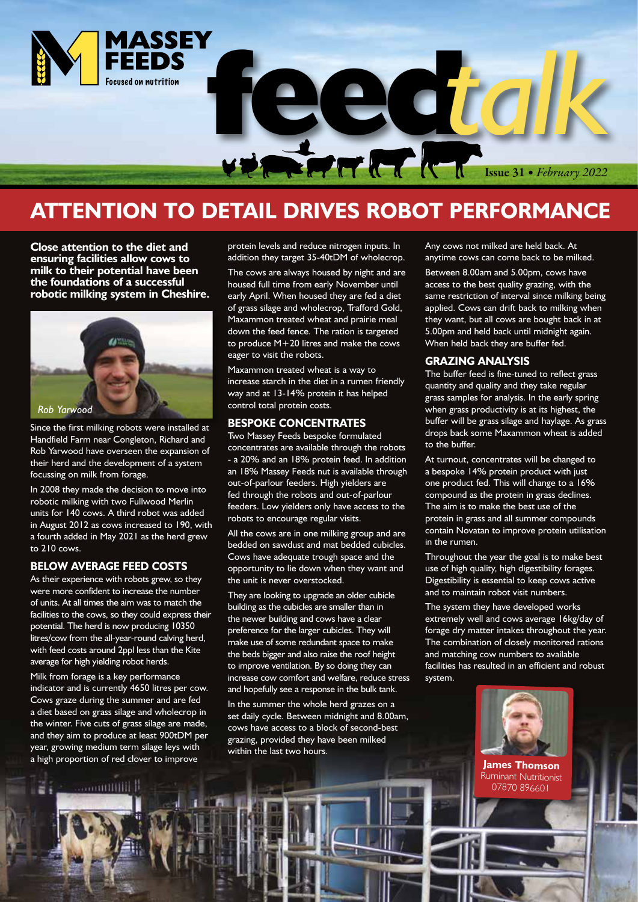MASSEY FEEDS
Focused on nutrition

# feedtalk

Issue 31 • *February 2022*

# ATTENTION TO DETAIL DRIVES ROBOT PERFORMANCE

**Close attention to the diet and ensuring facilities allow cows to milk to their potential have been the foundations of a successful robotic milking system in Cheshire.**

*Rob Yarwood*

Since the first milking robots were installed at Handfield Farm near Congleton, Richard and Rob Yarwood have overseen the expansion of their herd and the development of a system focussing on milk from forage.

In 2008 they made the decision to move into robotic milking with two Fullwood Merlin units for 140 cows. A third robot was added in August 2012 as cows increased to 190, with a fourth added in May 2021 as the herd grew to 210 cows.

## BELOW AVERAGE FEED COSTS

As their experience with robots grew, so they were more confident to increase the number of units. At all times the aim was to match the facilities to the cows, so they could express their potential. The herd is now producing 10350 litres/cow from the all-year-round calving herd, with feed costs around 2ppl less than the Kite average for high yielding robot herds.

Milk from forage is a key performance indicator and is currently 4650 litres per cow. Cows graze during the summer and are fed a diet based on grass silage and wholecrop in the winter. Five cuts of grass silage are made, and they aim to produce at least 900tDM per year, growing medium term silage leys with a high proportion of red clover to improve protein levels and reduce nitrogen inputs. In addition they target 35-40tDM of wholecrop.

The cows are always housed by night and are housed full time from early November until early April. When housed they are fed a diet of grass silage and wholecrop, Trafford Gold, Maxammon treated wheat and prairie meal down the feed fence. The ration is targeted to produce M+20 litres and make the cows eager to visit the robots.

Maxammon treated wheat is a way to increase starch in the diet in a rumen friendly way and at 13-14% protein it has helped control total protein costs.

## BESPOKE CONCENTRATES

Two Massey Feeds bespoke formulated concentrates are available through the robots - a 20% and an 18% protein feed. In addition an 18% Massey Feeds nut is available through out-of-parlour feeders. High yielders are fed through the robots and out-of-parlour feeders. Low yielders only have access to the robots to encourage regular visits.

All the cows are in one milking group and are bedded on sawdust and mat bedded cubicles. Cows have adequate trough space and the opportunity to lie down when they want and the unit is never overstocked.

They are looking to upgrade an older cubicle building as the cubicles are smaller than in the newer building and cows have a clear preference for the larger cubicles. They will make use of some redundant space to make the beds bigger and also raise the roof height to improve ventilation. By so doing they can increase cow comfort and welfare, reduce stress and hopefully see a response in the bulk tank.

In the summer the whole herd grazes on a set daily cycle. Between midnight and 8.00am, cows have access to a block of second-best grazing, provided they have been milked within the last two hours.

Any cows not milked are held back. At anytime cows can come back to be milked.

Between 8.00am and 5.00pm, cows have access to the best quality grazing, with the same restriction of interval since milking being applied. Cows can drift back to milking when they want, but all cows are bought back in at 5.00pm and held back until midnight again. When held back they are buffer fed.

## GRAZING ANALYSIS

The buffer feed is fine-tuned to reflect grass quantity and quality and they take regular grass samples for analysis. In the early spring when grass productivity is at its highest, the buffer will be grass silage and haylage. As grass drops back some Maxammon wheat is added to the buffer.

At turnout, concentrates will be changed to a bespoke 14% protein product with just one product fed. This will change to a 16% compound as the protein in grass declines. The aim is to make the best use of the protein in grass and all summer compounds contain Novatan to improve protein utilisation in the rumen.

Throughout the year the goal is to make best use of high quality, high digestibility forages. Digestibility is essential to keep cows active and to maintain robot visit numbers.

The system they have developed works extremely well and cows average 16kg/day of forage dry matter intakes throughout the year. The combination of closely monitored rations and matching cow numbers to available facilities has resulted in an efficient and robust system.

**James Thomson**
Ruminant Nutritionist
07870 896601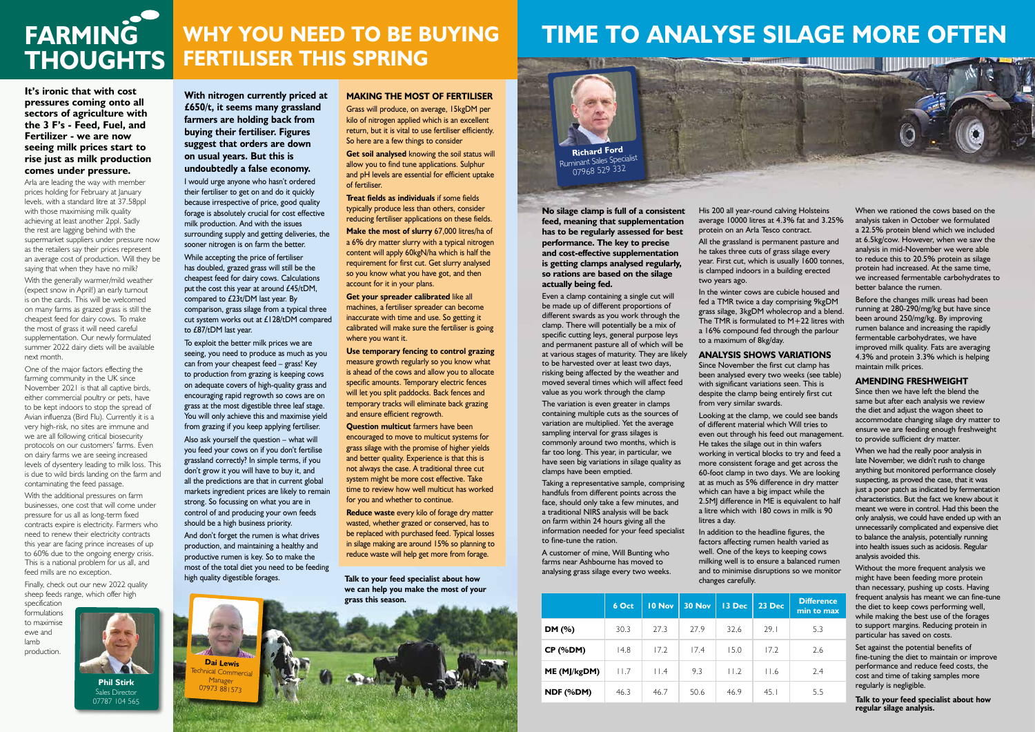# FARMING THOUGHTS

**It's ironic that with cost pressures coming onto all sectors of agriculture with the 3 F's - Feed, Fuel, and Fertilizer - we are now seeing milk prices start to rise just as milk production comes under pressure.**

Arla are leading the way with member prices holding for February at January levels, with a standard litre at 37.58ppl with those maximising milk quality achieving at least another 2ppl. Sadly the rest are lagging behind with the supermarket suppliers under pressure now as the retailers say their prices represent an average cost of production. Will they be saying that when they have no milk?

With the generally warmer/mild weather (expect snow in April!) an early turnout is on the cards. This will be welcomed on many farms as grazed grass is still the cheapest feed for dairy cows. To make the most of grass it will need careful supplementation. Our newly formulated summer 2022 dairy diets will be available next month.

One of the major factors effecting the farming community in the UK since November 2021 is that all captive birds, either commercial poultry or pets, have to be kept indoors to stop the spread of Avian influenza (Bird Flu). Currently it is a very high-risk, no sites are immune and we are all following critical biosecurity protocols on our customers' farms. Even on dairy farms we are seeing increased levels of dysentery leading to milk loss. This is due to wild birds landing on the farm and contaminating the feed passage.

With the additional pressures on farm businesses, one cost that will come under pressure for us all as long-term fixed contracts expire is electricity. Farmers who need to renew their electricity contracts this year are facing prince increases of up to 60% due to the ongoing energy crisis. This is a national problem for us all, and feed mills are no exception.

Finally, check out our new 2022 quality sheep feeds range, which offer high specification formulations to maximise ewe and lamb production.

**Phil Stirk**
Sales Director
07787 104 565

# WHY YOU NEED TO BE BUYING FERTILISER THIS SPRING

**With nitrogen currently priced at £650/t, it seems many grassland farmers are holding back from buying their fertiliser. Figures suggest that orders are down on usual years. But this is undoubtedly a false economy.**

I would urge anyone who hasn't ordered their fertiliser to get on and do it quickly because irrespective of price, good quality forage is absolutely crucial for cost effective milk production. And with the issues surrounding supply and getting deliveries, the sooner nitrogen is on farm the better.

While accepting the price of fertiliser has doubled, grazed grass will still be the cheapest feed for dairy cows. Calculations put the cost this year at around £45/tDM, compared to £23t/DM last year. By comparison, grass silage from a typical three cut system works out at £128/tDM compared to £87/tDM last year.

To exploit the better milk prices we are seeing, you need to produce as much as you can from your cheapest feed – grass! Key to production from grazing is keeping cows on adequate covers of high-quality grass and encouraging rapid regrowth so cows are on grass at the most digestible three leaf stage. You will only achieve this and maximise yield from grazing if you keep applying fertiliser.

Also ask yourself the question – what will you feed your cows on if you don't fertilise grassland correctly? In simple terms, if you don't grow it you will have to buy it, and all the predictions are that in current global markets ingredient prices are likely to remain strong. So focussing on what you are in control of and producing your own feeds should be a high business priority.

And don't forget the rumen is what drives production, and maintaining a healthy and productive rumen is key. So to make the most of the total diet you need to be feeding high quality digestible forages.

### MAKING THE MOST OF FERTILISER

Grass will produce, on average, 15kgDM per kilo of nitrogen applied which is an excellent return, but it is vital to use fertiliser efficiently. So here are a few things to consider

**Get soil analysed** knowing the soil status will allow you to find tune applications. Sulphur and pH levels are essential for efficient uptake of fertiliser.

**Treat fields as individuals** if some fields typically produce less than others, consider reducing fertiliser applications on these fields.

**Make the most of slurry** 67,000 litres/ha of a 6% dry matter slurry with a typical nitrogen content will apply 60kgN/ha which is half the requirement for first cut. Get slurry analysed so you know what you have got, and then account for it in your plans.

**Get your spreader calibrated** like all machines, a fertiliser spreader can become inaccurate with time and use. So getting it calibrated will make sure the fertiliser is going where you want it.

**Use temporary fencing to control grazing** measure growth regularly so you know what is ahead of the cows and so allow you to allocate specific amounts. Temporary electric fences will let you split paddocks. Back fences and temporary tracks will eliminate back grazing and ensure efficient regrowth.

**Question multicut** farmers have been encouraged to move to multicut systems for grass silage with the promise of higher yields and better quality. Experience is that this is not always the case. A traditional three cut system might be more cost effective. Take time to review how well multicut has worked for you and whether to continue.

**Reduce waste** every kilo of forage dry matter wasted, whether grazed or conserved, has to be replaced with purchased feed. Typical losses in silage making are around 15% so planning to reduce waste will help get more from forage.

**Talk to your feed specialist about how we can help you make the most of your grass this season.**

**Dai Lewis**
Technical Commercial Manager
07973 881573

# TIME TO ANALYSE SILAGE MORE OFTEN

**Richard Ford**
Ruminant Sales Specialist
07968 529 332

**No silage clamp is full of a consistent feed, meaning that supplementation has to be regularly assessed for best performance. The key to precise and cost-effective supplementation is getting clamps analysed regularly, so rations are based on the silage actually being fed.**

Even a clamp containing a single cut will be made up of different proportions of different swards as you work through the clamp. There will potentially be a mix of specific cutting leys, general purpose leys and permanent pasture all of which will be at various stages of maturity. They are likely to be harvested over at least two days, risking being affected by the weather and moved several times which will affect feed value as you work through the clamp

The variation is even greater in clamps containing multiple cuts as the sources of variation are multiplied. Yet the average sampling interval for grass silages is commonly around two months, which is far too long. This year, in particular, we have seen big variations in silage quality as clamps have been emptied.

Taking a representative sample, comprising handfuls from different points across the face, should only take a few minutes, and a traditional NIRS analysis will be back on farm within 24 hours giving all the information needed for your feed specialist to fine-tune the ration.

A customer of mine, Will Bunting who farms near Ashbourne has moved to analysing grass silage every two weeks.

His 200 all year-round calving Holsteins average 10000 litres at 4.3% fat and 3.25% protein on an Arla Tesco contract.

All the grassland is permanent pasture and he takes three cuts of grass silage every year. First cut, which is usually 1600 tonnes, is clamped indoors in a building erected two years ago.

In the winter cows are cubicle housed and fed a TMR twice a day comprising 9kgDM grass silage, 3kgDM wholecrop and a blend. The TMR is formulated to M+22 litres with a 16% compound fed through the parlour to a maximum of 8kg/day.

### ANALYSIS SHOWS VARIATIONS

Since November the first cut clamp has been analysed every two weeks (see table) with significant variations seen. This is despite the clamp being entirely first cut from very similar swards.

Looking at the clamp, we could see bands of different material which Will tries to even out through his feed out management. He takes the silage out in thin wafers working in vertical blocks to try and feed a more consistent forage and get across the 60-foot clamp in two days. We are looking at as much as 5% difference in dry matter which can have a big impact while the 2.5MJ difference in ME is equivalent to half a litre which with 180 cows in milk is 90 litres a day.

In addition to the headline figures, the factors affecting rumen health varied as well. One of the keys to keeping cows milking well is to ensure a balanced rumen and to minimise disruptions so we monitor changes carefully.

| | 6 Oct | 10 Nov | 30 Nov | 13 Dec | 23 Dec | Difference min to max |
|---|---|---|---|---|---|---|
| **DM (%)** | 30.3 | 27.3 | 27.9 | 32.6 | 29.1 | 5.3 |
| **CP (%DM)** | 14.8 | 17.2 | 17.4 | 15.0 | 17.2 | 2.6 |
| **ME (MJ/kgDM)** | 11.7 | 11.4 | 9.3 | 11.2 | 11.6 | 2.4 |
| **NDF (%DM)** | 46.3 | 46.7 | 50.6 | 46.9 | 45.1 | 5.5 |

When we rationed the cows based on the analysis taken in October we formulated a 22.5% protein blend which we included at 6.5kg/cow. However, when we saw the analysis in mid-November we were able to reduce this to 20.5% protein as silage protein had increased. At the same time, we increased fermentable carbohydrates to better balance the rumen.

Before the changes milk ureas had been running at 280-290/mg/kg but have since been around 250/mg/kg. By improving rumen balance and increasing the rapidly fermentable carbohydrates, we have improved milk quality. Fats are averaging 4.3% and protein 3.3% which is helping maintain milk prices.

### AMENDING FRESHWEIGHT

Since then we have left the blend the same but after each analysis we review the diet and adjust the wagon sheet to accommodate changing silage dry matter to ensure we are feeding enough freshweight to provide sufficient dry matter.

When we had the really poor analysis in late November, we didn't rush to change anything but monitored performance closely suspecting, as proved the case, that it was just a poor patch as indicated by fermentation characteristics. But the fact we knew about it meant we were in control. Had this been the only analysis, we could have ended up with an unnecessarily complicated and expensive diet to balance the analysis, potentially running into health issues such as acidosis. Regular analysis avoided this.

Without the more frequent analysis we might have been feeding more protein than necessary, pushing up costs. Having frequent analysis has meant we can fine-tune the diet to keep cows performing well, while making the best use of the forages to support margins. Reducing protein in particular has saved on costs.

Set against the potential benefits of fine-tuning the diet to maintain or improve performance and reduce feed costs, the cost and time of taking samples more regularly is negligible.

**Talk to your feed specialist about how regular silage analysis.**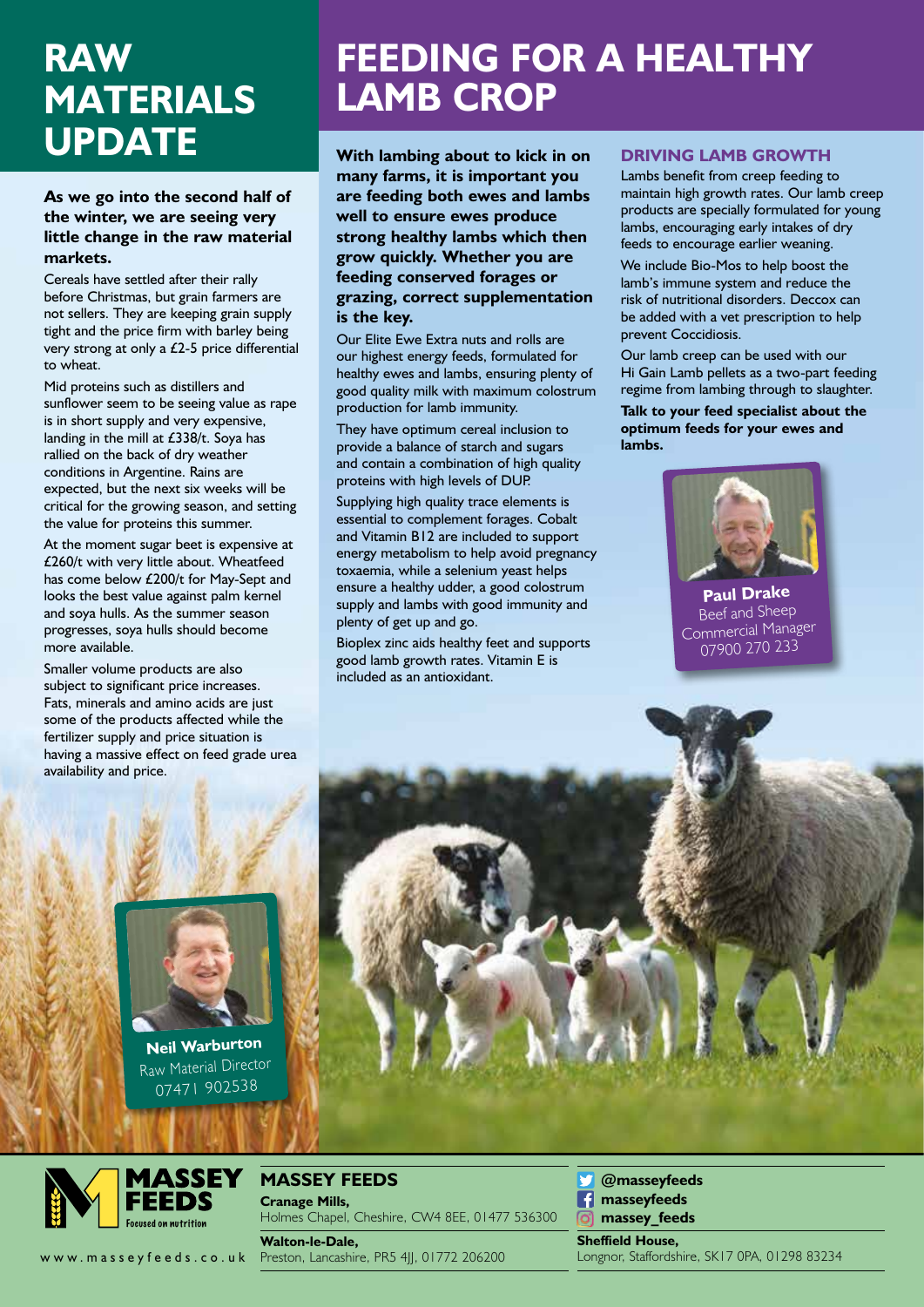# RAW MATERIALS UPDATE

**As we go into the second half of the winter, we are seeing very little change in the raw material markets.**

Cereals have settled after their rally before Christmas, but grain farmers are not sellers. They are keeping grain supply tight and the price firm with barley being very strong at only a £2-5 price differential to wheat.

Mid proteins such as distillers and sunflower seem to be seeing value as rape is in short supply and very expensive, landing in the mill at £338/t. Soya has rallied on the back of dry weather conditions in Argentine. Rains are expected, but the next six weeks will be critical for the growing season, and setting the value for proteins this summer.

At the moment sugar beet is expensive at £260/t with very little about. Wheatfeed has come below £200/t for May-Sept and looks the best value against palm kernel and soya hulls. As the summer season progresses, soya hulls should become more available.

Smaller volume products are also subject to significant price increases. Fats, minerals and amino acids are just some of the products affected while the fertilizer supply and price situation is having a massive effect on feed grade urea availability and price.

**Neil Warburton**
Raw Material Director
07471 902538

# FEEDING FOR A HEALTHY LAMB CROP

**With lambing about to kick in on many farms, it is important you are feeding both ewes and lambs well to ensure ewes produce strong healthy lambs which then grow quickly. Whether you are feeding conserved forages or grazing, correct supplementation is the key.**

Our Elite Ewe Extra nuts and rolls are our highest energy feeds, formulated for healthy ewes and lambs, ensuring plenty of good quality milk with maximum colostrum production for lamb immunity.

They have optimum cereal inclusion to provide a balance of starch and sugars and contain a combination of high quality proteins with high levels of DUP.

Supplying high quality trace elements is essential to complement forages. Cobalt and Vitamin B12 are included to support energy metabolism to help avoid pregnancy toxaemia, while a selenium yeast helps ensure a healthy udder, a good colostrum supply and lambs with good immunity and plenty of get up and go.

Bioplex zinc aids healthy feet and supports good lamb growth rates. Vitamin E is included as an antioxidant.

## DRIVING LAMB GROWTH

Lambs benefit from creep feeding to maintain high growth rates. Our lamb creep products are specially formulated for young lambs, encouraging early intakes of dry feeds to encourage earlier weaning.

We include Bio-Mos to help boost the lamb's immune system and reduce the risk of nutritional disorders. Deccox can be added with a vet prescription to help prevent Coccidiosis.

Our lamb creep can be used with our Hi Gain Lamb pellets as a two-part feeding regime from lambing through to slaughter.

**Talk to your feed specialist about the optimum feeds for your ewes and lambs.**

**Paul Drake**
Beef and Sheep Commercial Manager
07900 270 233

---

**MASSEY FEEDS**
Focused on nutrition

www.masseyfeeds.co.uk

## MASSEY FEEDS

**Cranage Mills,**
Holmes Chapel, Cheshire, CW4 8EE, 01477 536300

**Walton-le-Dale,**
Preston, Lancashire, PR5 4JJ, 01772 206200

**@masseyfeeds**
**masseyfeeds**
**massey_feeds**

**Sheffield House,**
Longnor, Staffordshire, SK17 0PA, 01298 83234